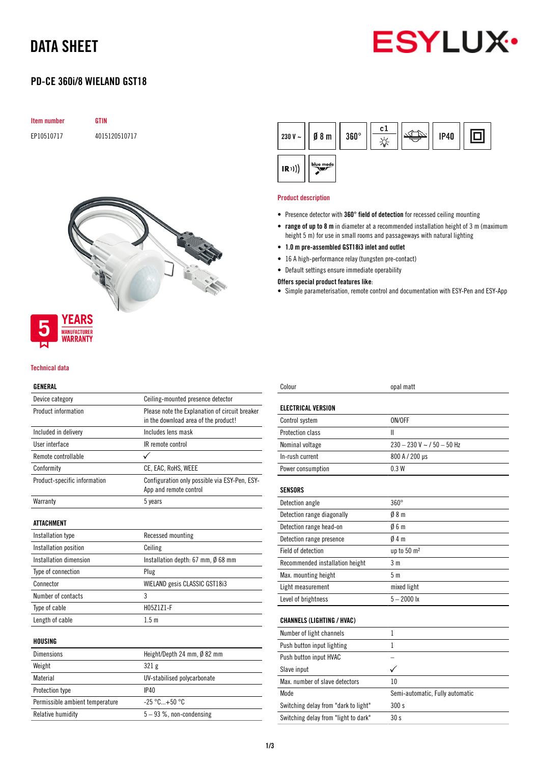# DATA SHEET

## PD-CE 360i/8 WIELAND GST18

| Item number | GTIN |
|---|---|
| EP10510717 | 4015120510717 |

230 V ~ | Ø 8 m | 360° | c1 | IP40 | IR | blue mode

5 YEARS MANUFACTURER WARRANTY

### Product description

- Presence detector with **360° field of detection** for recessed ceiling mounting
- **range of up to 8 m** in diameter at a recommended installation height of 3 m (maximum height 5 m) for use in small rooms and passageways with natural lighting
- **1.0 m pre-assembled GST18i3 inlet and outlet**
- 16 A high-performance relay (tungsten pre-contact)
- Default settings ensure immediate operability

**Offers special product features like:**

- Simple parameterisation, remote control and documentation with ESY-Pen and ESY-App

### Technical data

| GENERAL | |
|---|---|
| Device category | Ceiling-mounted presence detector |
| Product information | Please note the Explanation of circuit breaker in the download area of the product! |
| Included in delivery | Includes lens mask |
| User interface | IR remote control |
| Remote controllable | ✓ |
| Conformity | CE, EAC, RoHS, WEEE |
| Product-specific information | Configuration only possible via ESY-Pen, ESY-App and remote control |
| Warranty | 5 years |

| ATTACHMENT | |
|---|---|
| Installation type | Recessed mounting |
| Installation position | Ceiling |
| Installation dimension | Installation depth: 67 mm, Ø 68 mm |
| Type of connection | Plug |
| Connector | WIELAND gesis CLASSIC GST18i3 |
| Number of contacts | 3 |
| Type of cable | H05Z1Z1-F |
| Length of cable | 1.5 m |

| HOUSING | |
|---|---|
| Dimensions | Height/Depth 24 mm, Ø 82 mm |
| Weight | 321 g |
| Material | UV-stabilised polycarbonate |
| Protection type | IP40 |
| Permissible ambient temperature | -25 °C...+50 °C |
| Relative humidity | 5 – 93 %, non-condensing |
| Colour | opal matt |

| ELECTRICAL VERSION | |
|---|---|
| Control system | ON/OFF |
| Protection class | II |
| Nominal voltage | 230 – 230 V ~ / 50 – 50 Hz |
| In-rush current | 800 A / 200 µs |
| Power consumption | 0.3 W |

| SENSORS | |
|---|---|
| Detection angle | 360° |
| Detection range diagonally | Ø 8 m |
| Detection range head-on | Ø 6 m |
| Detection range presence | Ø 4 m |
| Field of detection | up to 50 m² |
| Recommended installation height | 3 m |
| Max. mounting height | 5 m |
| Light measurement | mixed light |
| Level of brightness | 5 – 2000 lx |

| CHANNELS (LIGHTING / HVAC) | |
|---|---|
| Number of light channels | 1 |
| Push button input lighting | 1 |
| Push button input HVAC | – |
| Slave input | ✓ |
| Max. number of slave detectors | 10 |
| Mode | Semi-automatic, Fully automatic |
| Switching delay from "dark to light" | 300 s |
| Switching delay from "light to dark" | 30 s |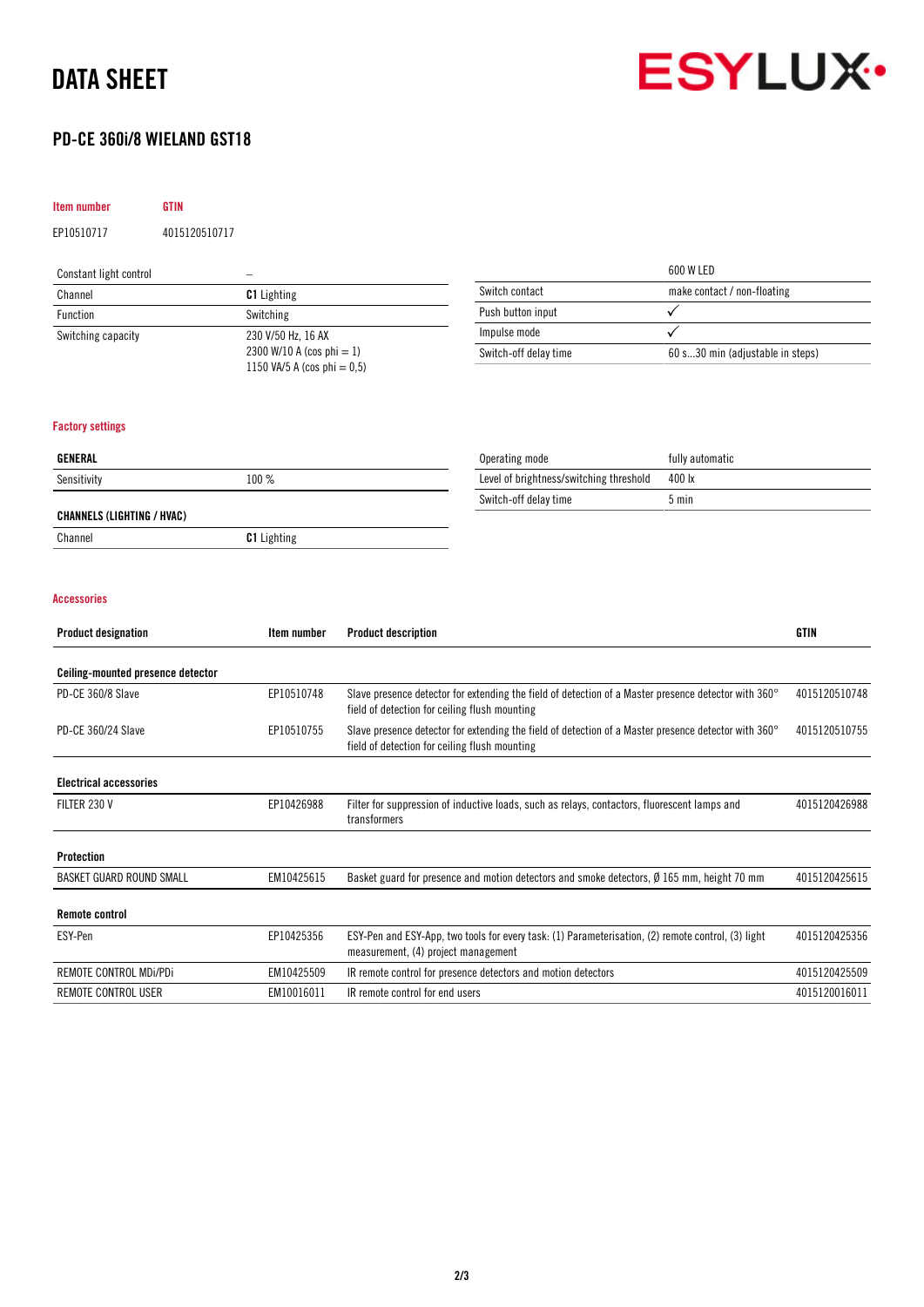# DATA SHEET

## PD-CE 360i/8 WIELAND GST18

| Item number | GTIN |
|---|---|
| EP10510717 | 4015120510717 |

| Constant light control | – |
|---|---|
| Channel | **C1** Lighting |
| Function | Switching |
| Switching capacity | 230 V/50 Hz, 16 AX<br>2300 W/10 A (cos phi = 1)<br>1150 VA/5 A (cos phi = 0,5) |

| | 600 W LED |
|---|---|
| Switch contact | make contact / non-floating |
| Push button input | ✓ |
| Impulse mode | ✓ |
| Switch-off delay time | 60 s...30 min (adjustable in steps) |

### Factory settings

| GENERAL | |
|---|---|
| Sensitivity | 100 % |

| CHANNELS (LIGHTING / HVAC) | |
|---|---|
| Channel | **C1** Lighting |

| Operating mode | fully automatic |
|---|---|
| Level of brightness/switching threshold | 400 lx |
| Switch-off delay time | 5 min |

### Accessories

| Product designation | Item number | Product description | GTIN |
|---|---|---|---|
| **Ceiling-mounted presence detector** | | | |
| PD-CE 360/8 Slave | EP10510748 | Slave presence detector for extending the field of detection of a Master presence detector with 360° field of detection for ceiling flush mounting | 4015120510748 |
| PD-CE 360/24 Slave | EP10510755 | Slave presence detector for extending the field of detection of a Master presence detector with 360° field of detection for ceiling flush mounting | 4015120510755 |
| **Electrical accessories** | | | |
| FILTER 230 V | EP10426988 | Filter for suppression of inductive loads, such as relays, contactors, fluorescent lamps and transformers | 4015120426988 |
| **Protection** | | | |
| BASKET GUARD ROUND SMALL | EM10425615 | Basket guard for presence and motion detectors and smoke detectors, Ø 165 mm, height 70 mm | 4015120425615 |
| **Remote control** | | | |
| ESY-Pen | EP10425356 | ESY-Pen and ESY-App, two tools for every task: (1) Parameterisation, (2) remote control, (3) light measurement, (4) project management | 4015120425356 |
| REMOTE CONTROL MDi/PDi | EM10425509 | IR remote control for presence detectors and motion detectors | 4015120425509 |
| REMOTE CONTROL USER | EM10016011 | IR remote control for end users | 4015120016011 |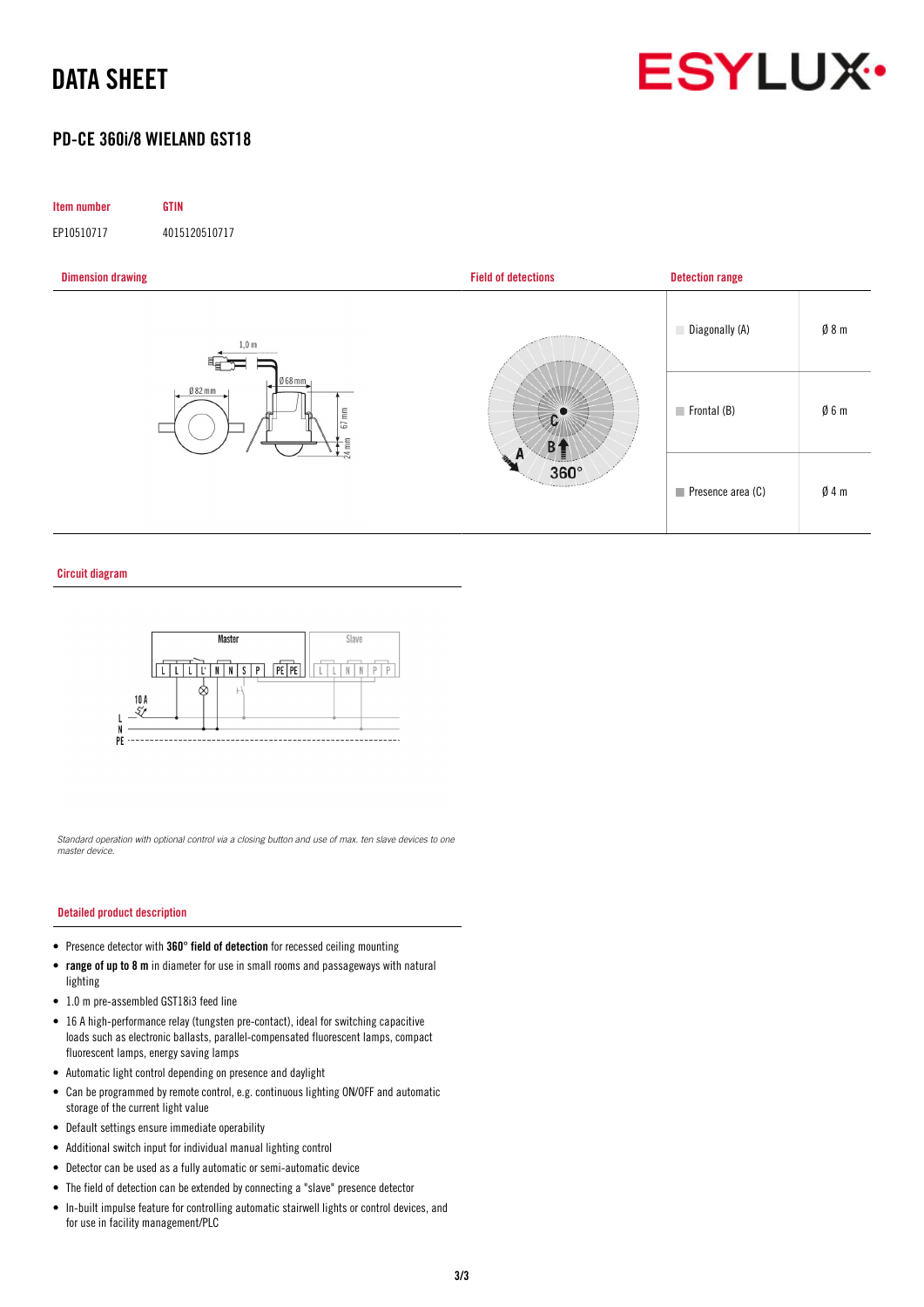# DATA SHEET

ESYLUX

## PD-CE 360i/8 WIELAND GST18

| Item number | GTIN |
|---|---|
| EP10510717 | 4015120510717 |

### Dimension drawing

1,0 m

Ø 82 mm

Ø 68 mm

67 mm

24 mm

### Field of detections

A

B

C

360°

### Detection range

| | |
|---|---|
| Diagonally (A) | Ø 8 m |
| Frontal (B) | Ø 6 m |
| Presence area (C) | Ø 4 m |

### Circuit diagram

Master

Slave

L L L L' N N S P PE PE

L L N N P P

10 A

L

N

PE

*Standard operation with optional control via a closing button and use of max. ten slave devices to one master device.*

### Detailed product description

- Presence detector with **360° field of detection** for recessed ceiling mounting
- **range of up to 8 m** in diameter for use in small rooms and passageways with natural lighting
- 1.0 m pre-assembled GST18i3 feed line
- 16 A high-performance relay (tungsten pre-contact), ideal for switching capacitive loads such as electronic ballasts, parallel-compensated fluorescent lamps, compact fluorescent lamps, energy saving lamps
- Automatic light control depending on presence and daylight
- Can be programmed by remote control, e.g. continuous lighting ON/OFF and automatic storage of the current light value
- Default settings ensure immediate operability
- Additional switch input for individual manual lighting control
- Detector can be used as a fully automatic or semi-automatic device
- The field of detection can be extended by connecting a "slave" presence detector
- In-built impulse feature for controlling automatic stairwell lights or control devices, and for use in facility management/PLC